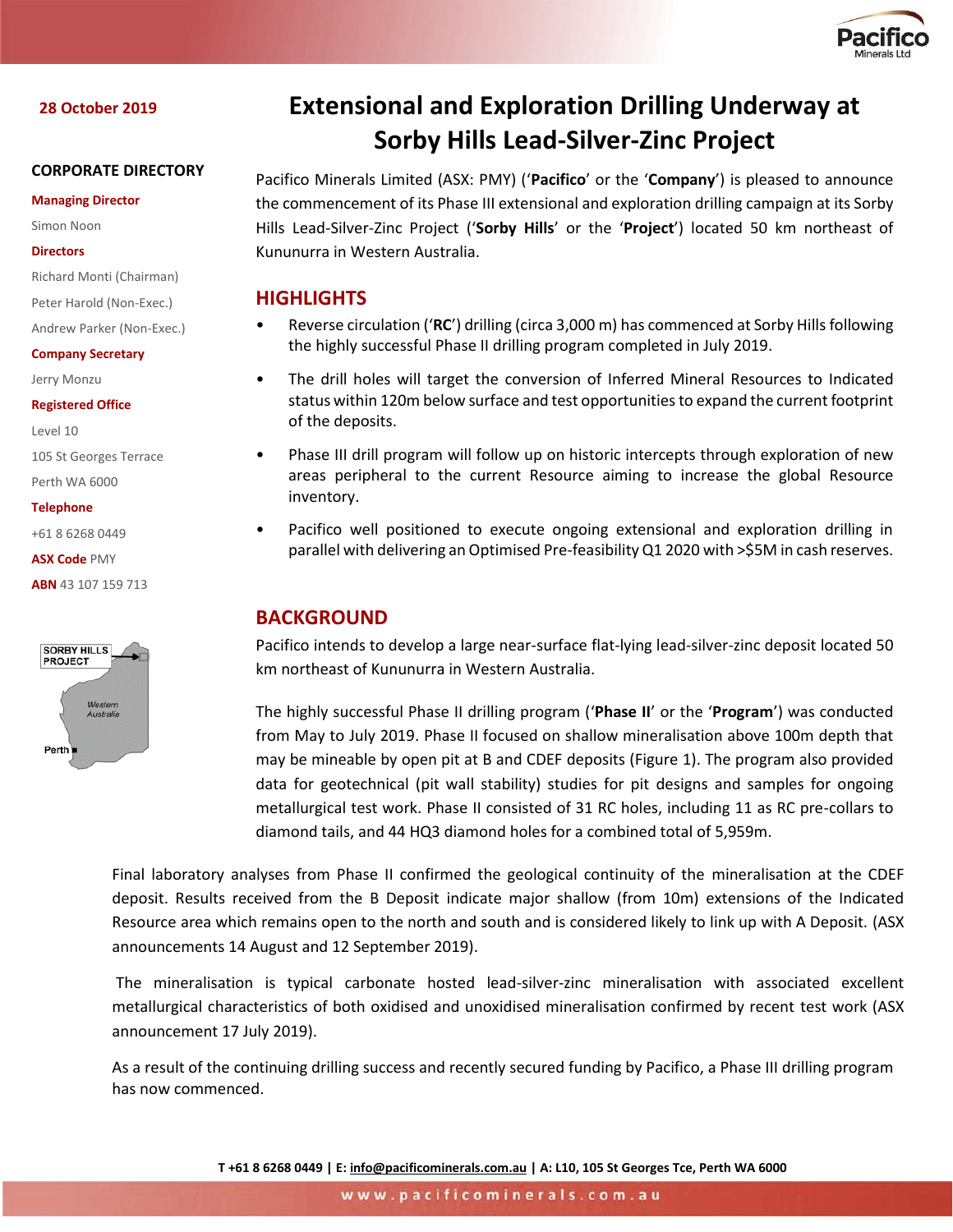28 October 2019

# Extensional and Exploration Drilling Underway at Sorby Hills Lead-Silver-Zinc Project

**CORPORATE DIRECTORY**

**Managing Director**
Simon Noon

**Directors**
Richard Monti (Chairman)
Peter Harold (Non-Exec.)
Andrew Parker (Non-Exec.)

**Company Secretary**
Jerry Monzu

**Registered Office**
Level 10
105 St Georges Terrace
Perth WA 6000

**Telephone**
+61 8 6268 0449

**ASX Code** PMY

**ABN** 43 107 159 713

Pacifico Minerals Limited (ASX: PMY) ('**Pacifico**' or the '**Company**') is pleased to announce the commencement of its Phase III extensional and exploration drilling campaign at its Sorby Hills Lead-Silver-Zinc Project ('**Sorby Hills**' or the '**Project**') located 50 km northeast of Kununurra in Western Australia.

## HIGHLIGHTS

- Reverse circulation ('**RC**') drilling (circa 3,000 m) has commenced at Sorby Hills following the highly successful Phase II drilling program completed in July 2019.
- The drill holes will target the conversion of Inferred Mineral Resources to Indicated status within 120m below surface and test opportunities to expand the current footprint of the deposits.
- Phase III drill program will follow up on historic intercepts through exploration of new areas peripheral to the current Resource aiming to increase the global Resource inventory.
- Pacifico well positioned to execute ongoing extensional and exploration drilling in parallel with delivering an Optimised Pre-feasibility Q1 2020 with >$5M in cash reserves.

## BACKGROUND

Pacifico intends to develop a large near-surface flat-lying lead-silver-zinc deposit located 50 km northeast of Kununurra in Western Australia.

The highly successful Phase II drilling program ('**Phase II**' or the '**Program**') was conducted from May to July 2019. Phase II focused on shallow mineralisation above 100m depth that may be mineable by open pit at B and CDEF deposits (Figure 1). The program also provided data for geotechnical (pit wall stability) studies for pit designs and samples for ongoing metallurgical test work. Phase II consisted of 31 RC holes, including 11 as RC pre-collars to diamond tails, and 44 HQ3 diamond holes for a combined total of 5,959m.

Final laboratory analyses from Phase II confirmed the geological continuity of the mineralisation at the CDEF deposit. Results received from the B Deposit indicate major shallow (from 10m) extensions of the Indicated Resource area which remains open to the north and south and is considered likely to link up with A Deposit. (ASX announcements 14 August and 12 September 2019).

The mineralisation is typical carbonate hosted lead-silver-zinc mineralisation with associated excellent metallurgical characteristics of both oxidised and unoxidised mineralisation confirmed by recent test work (ASX announcement 17 July 2019).

As a result of the continuing drilling success and recently secured funding by Pacifico, a Phase III drilling program has now commenced.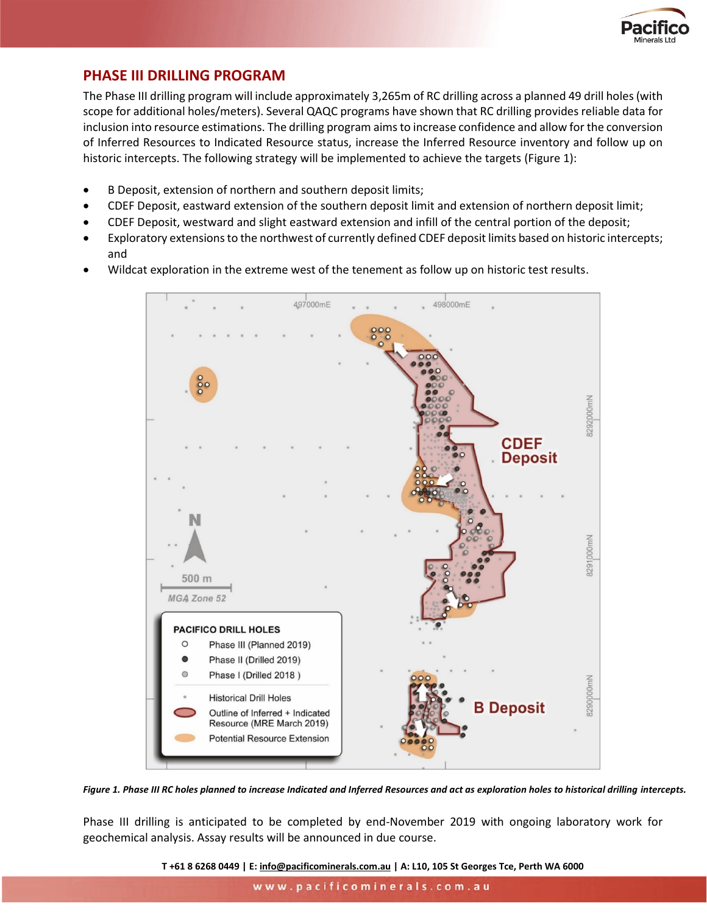## PHASE III DRILLING PROGRAM

The Phase III drilling program will include approximately 3,265m of RC drilling across a planned 49 drill holes (with scope for additional holes/meters). Several QAQC programs have shown that RC drilling provides reliable data for inclusion into resource estimations. The drilling program aims to increase confidence and allow for the conversion of Inferred Resources to Indicated Resource status, increase the Inferred Resource inventory and follow up on historic intercepts. The following strategy will be implemented to achieve the targets (Figure 1):

- B Deposit, extension of northern and southern deposit limits;
- CDEF Deposit, eastward extension of the southern deposit limit and extension of northern deposit limit;
- CDEF Deposit, westward and slight eastward extension and infill of the central portion of the deposit;
- Exploratory extensions to the northwest of currently defined CDEF deposit limits based on historic intercepts; and
- Wildcat exploration in the extreme west of the tenement as follow up on historic test results.

*Figure 1. Phase III RC holes planned to increase Indicated and Inferred Resources and act as exploration holes to historical drilling intercepts.*

Phase III drilling is anticipated to be completed by end-November 2019 with ongoing laboratory work for geochemical analysis. Assay results will be announced in due course.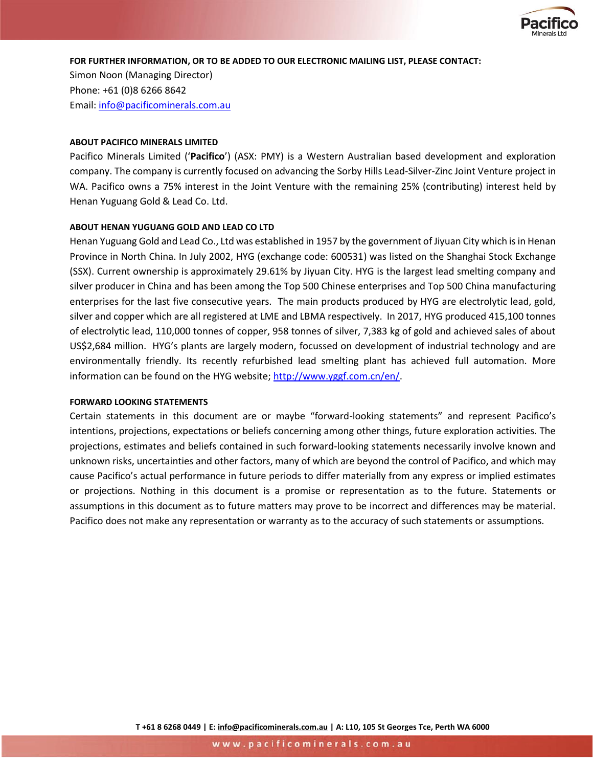**FOR FURTHER INFORMATION, OR TO BE ADDED TO OUR ELECTRONIC MAILING LIST, PLEASE CONTACT:**

Simon Noon (Managing Director)
Phone: +61 (0)8 6266 8642
Email: info@pacificominerals.com.au

**ABOUT PACIFICO MINERALS LIMITED**

Pacifico Minerals Limited (‘**Pacifico**’) (ASX: PMY) is a Western Australian based development and exploration company. The company is currently focused on advancing the Sorby Hills Lead-Silver-Zinc Joint Venture project in WA. Pacifico owns a 75% interest in the Joint Venture with the remaining 25% (contributing) interest held by Henan Yuguang Gold & Lead Co. Ltd.

**ABOUT HENAN YUGUANG GOLD AND LEAD CO LTD**

Henan Yuguang Gold and Lead Co., Ltd was established in 1957 by the government of Jiyuan City which is in Henan Province in North China. In July 2002, HYG (exchange code: 600531) was listed on the Shanghai Stock Exchange (SSX). Current ownership is approximately 29.61% by Jiyuan City. HYG is the largest lead smelting company and silver producer in China and has been among the Top 500 Chinese enterprises and Top 500 China manufacturing enterprises for the last five consecutive years. The main products produced by HYG are electrolytic lead, gold, silver and copper which are all registered at LME and LBMA respectively. In 2017, HYG produced 415,100 tonnes of electrolytic lead, 110,000 tonnes of copper, 958 tonnes of silver, 7,383 kg of gold and achieved sales of about US$2,684 million. HYG’s plants are largely modern, focussed on development of industrial technology and are environmentally friendly. Its recently refurbished lead smelting plant has achieved full automation. More information can be found on the HYG website; http://www.yggf.com.cn/en/.

**FORWARD LOOKING STATEMENTS**

Certain statements in this document are or maybe “forward-looking statements” and represent Pacifico’s intentions, projections, expectations or beliefs concerning among other things, future exploration activities. The projections, estimates and beliefs contained in such forward-looking statements necessarily involve known and unknown risks, uncertainties and other factors, many of which are beyond the control of Pacifico, and which may cause Pacifico’s actual performance in future periods to differ materially from any express or implied estimates or projections. Nothing in this document is a promise or representation as to the future. Statements or assumptions in this document as to future matters may prove to be incorrect and differences may be material. Pacifico does not make any representation or warranty as to the accuracy of such statements or assumptions.